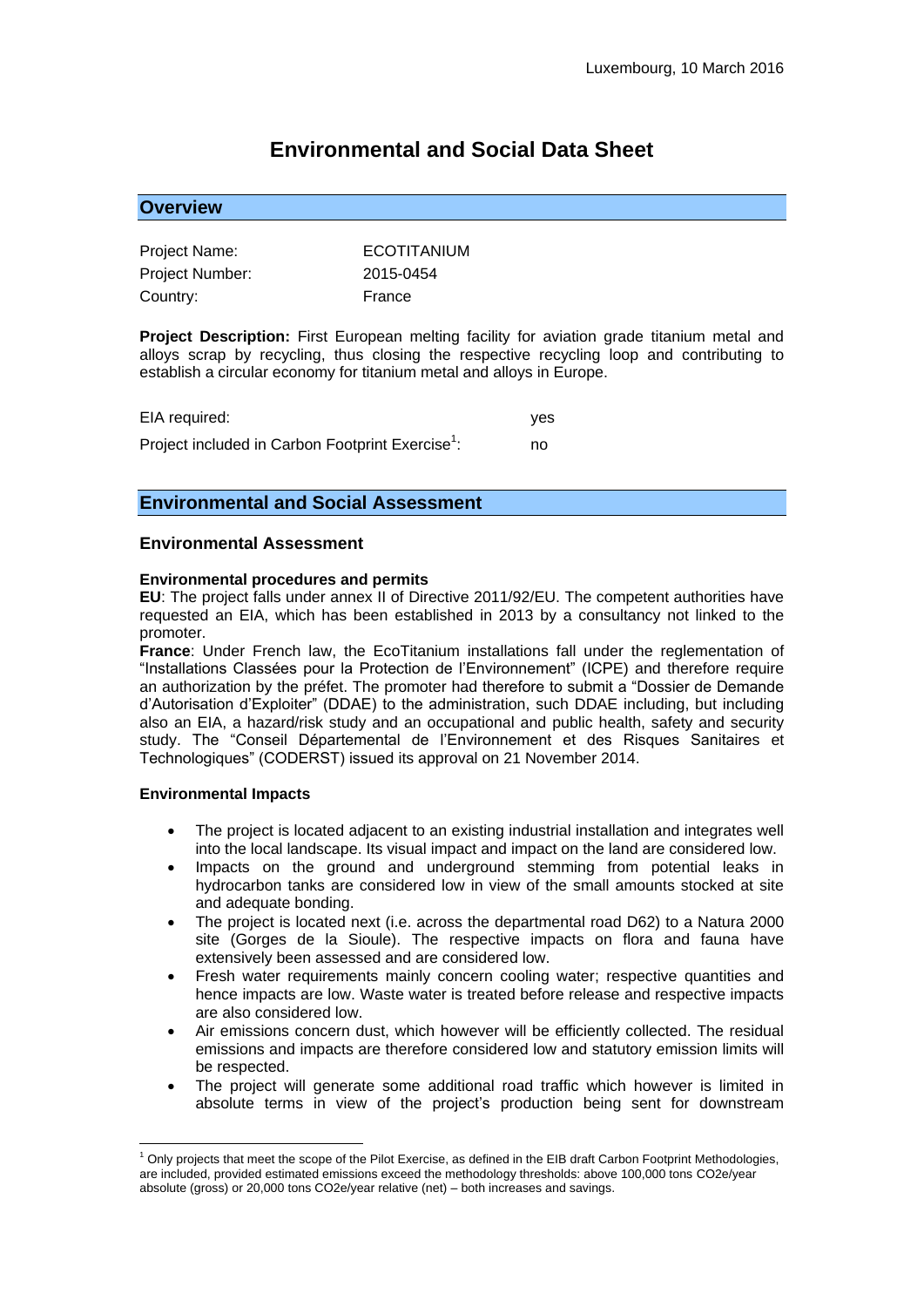Luxembourg, 10 March 2016

# Environmental and Social Data Sheet

## Overview

| | |
|---|---|
| Project Name: | ECOTITANIUM |
| Project Number: | 2015-0454 |
| Country: | France |

**Project Description:** First European melting facility for aviation grade titanium metal and alloys scrap by recycling, thus closing the respective recycling loop and contributing to establish a circular economy for titanium metal and alloys in Europe.

| | |
|---|---|
| EIA required: | yes |
| Project included in Carbon Footprint Exercise[1]: | no |

## Environmental and Social Assessment

### Environmental Assessment

**Environmental procedures and permits**

**EU**: The project falls under annex II of Directive 2011/92/EU. The competent authorities have requested an EIA, which has been established in 2013 by a consultancy not linked to the promoter.

**France**: Under French law, the EcoTitanium installations fall under the reglementation of "Installations Classées pour la Protection de l'Environnement" (ICPE) and therefore require an authorization by the préfet. The promoter had therefore to submit a "Dossier de Demande d'Autorisation d'Exploiter" (DDAE) to the administration, such DDAE including, but including also an EIA, a hazard/risk study and an occupational and public health, safety and security study. The "Conseil Départemental de l'Environnement et des Risques Sanitaires et Technologiques" (CODERST) issued its approval on 21 November 2014.

**Environmental Impacts**

- The project is located adjacent to an existing industrial installation and integrates well into the local landscape. Its visual impact and impact on the land are considered low.
- Impacts on the ground and underground stemming from potential leaks in hydrocarbon tanks are considered low in view of the small amounts stocked at site and adequate bonding.
- The project is located next (i.e. across the departmental road D62) to a Natura 2000 site (Gorges de la Sioule). The respective impacts on flora and fauna have extensively been assessed and are considered low.
- Fresh water requirements mainly concern cooling water; respective quantities and hence impacts are low. Waste water is treated before release and respective impacts are also considered low.
- Air emissions concern dust, which however will be efficiently collected. The residual emissions and impacts are therefore considered low and statutory emission limits will be respected.
- The project will generate some additional road traffic which however is limited in absolute terms in view of the project's production being sent for downstream

[1] Only projects that meet the scope of the Pilot Exercise, as defined in the EIB draft Carbon Footprint Methodologies, are included, provided estimated emissions exceed the methodology thresholds: above 100,000 tons CO2e/year absolute (gross) or 20,000 tons CO2e/year relative (net) – both increases and savings.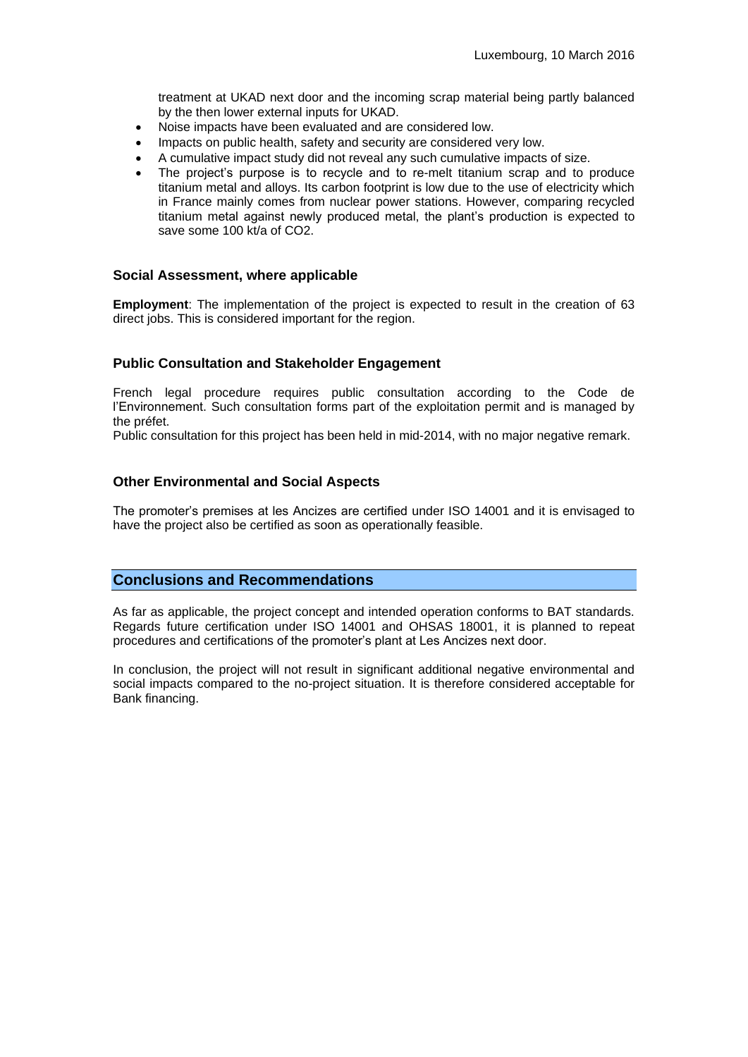treatment at UKAD next door and the incoming scrap material being partly balanced by the then lower external inputs for UKAD.

- Noise impacts have been evaluated and are considered low.
- Impacts on public health, safety and security are considered very low.
- A cumulative impact study did not reveal any such cumulative impacts of size.
- The project's purpose is to recycle and to re-melt titanium scrap and to produce titanium metal and alloys. Its carbon footprint is low due to the use of electricity which in France mainly comes from nuclear power stations. However, comparing recycled titanium metal against newly produced metal, the plant's production is expected to save some 100 kt/a of $CO_2$.

### Social Assessment, where applicable

**Employment**: The implementation of the project is expected to result in the creation of 63 direct jobs. This is considered important for the region.

### Public Consultation and Stakeholder Engagement

French legal procedure requires public consultation according to the Code de l'Environnement. Such consultation forms part of the exploitation permit and is managed by the préfet.

Public consultation for this project has been held in mid-2014, with no major negative remark.

### Other Environmental and Social Aspects

The promoter's premises at les Ancizes are certified under ISO 14001 and it is envisaged to have the project also be certified as soon as operationally feasible.

## Conclusions and Recommendations

As far as applicable, the project concept and intended operation conforms to BAT standards. Regards future certification under ISO 14001 and OHSAS 18001, it is planned to repeat procedures and certifications of the promoter's plant at Les Ancizes next door.

In conclusion, the project will not result in significant additional negative environmental and social impacts compared to the no-project situation. It is therefore considered acceptable for Bank financing.